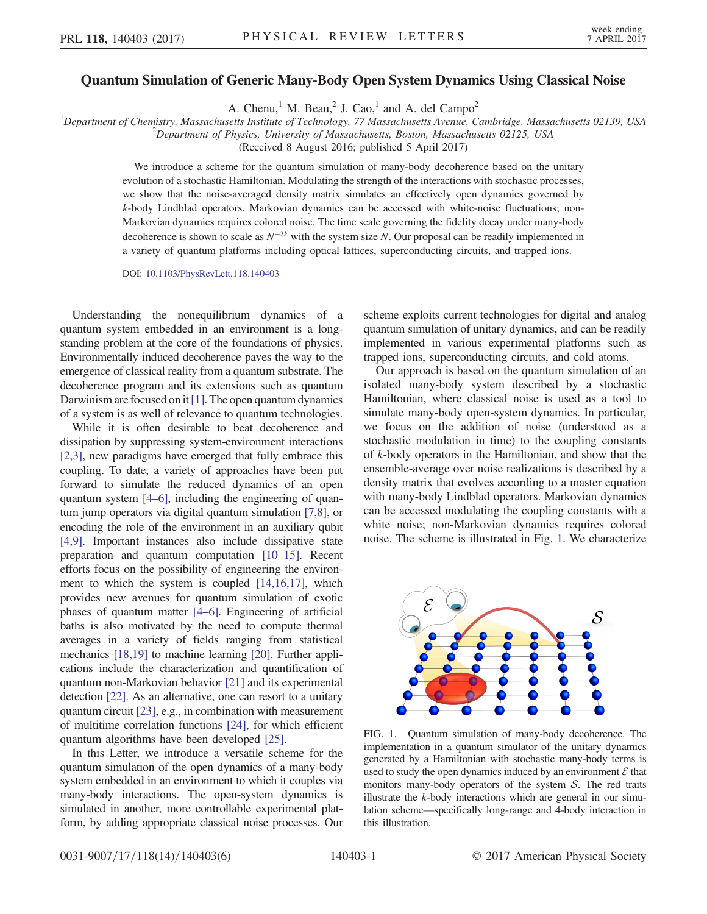# Quantum Simulation of Generic Many-Body Open System Dynamics Using Classical Noise

A. Chenu,[1] M. Beau,[2] J. Cao,[1] and A. del Campo[2]

[1]*Department of Chemistry, Massachusetts Institute of Technology, 77 Massachusetts Avenue, Cambridge, Massachusetts 02139, USA*
[2]*Department of Physics, University of Massachusetts, Boston, Massachusetts 02125, USA*

(Received 8 August 2016; published 5 April 2017)

We introduce a scheme for the quantum simulation of many-body decoherence based on the unitary evolution of a stochastic Hamiltonian. Modulating the strength of the interactions with stochastic processes, we show that the noise-averaged density matrix simulates an effectively open dynamics governed by $k$-body Lindblad operators. Markovian dynamics can be accessed with white-noise fluctuations; non-Markovian dynamics requires colored noise. The time scale governing the fidelity decay under many-body decoherence is shown to scale as $N^{-2k}$ with the system size $N$. Our proposal can be readily implemented in a variety of quantum platforms including optical lattices, superconducting circuits, and trapped ions.

DOI: 10.1103/PhysRevLett.118.140403

Understanding the nonequilibrium dynamics of a quantum system embedded in an environment is a long-standing problem at the core of the foundations of physics. Environmentally induced decoherence paves the way to the emergence of classical reality from a quantum substrate. The decoherence program and its extensions such as quantum Darwinism are focused on it [1]. The open quantum dynamics of a system is as well of relevance to quantum technologies.

While it is often desirable to beat decoherence and dissipation by suppressing system-environment interactions [2,3], new paradigms have emerged that fully embrace this coupling. To date, a variety of approaches have been put forward to simulate the reduced dynamics of an open quantum system [4–6], including the engineering of quantum jump operators via digital quantum simulation [7,8], or encoding the role of the environment in an auxiliary qubit [4,9]. Important instances also include dissipative state preparation and quantum computation [10–15]. Recent efforts focus on the possibility of engineering the environment to which the system is coupled [14,16,17], which provides new avenues for quantum simulation of exotic phases of quantum matter [4–6]. Engineering of artificial baths is also motivated by the need to compute thermal averages in a variety of fields ranging from statistical mechanics [18,19] to machine learning [20]. Further applications include the characterization and quantification of quantum non-Markovian behavior [21] and its experimental detection [22]. As an alternative, one can resort to a unitary quantum circuit [23], e.g., in combination with measurement of multitime correlation functions [24], for which efficient quantum algorithms have been developed [25].

In this Letter, we introduce a versatile scheme for the quantum simulation of the open dynamics of a many-body system embedded in an environment to which it couples via many-body interactions. The open-system dynamics is simulated in another, more controllable experimental platform, by adding appropriate classical noise processes. Our scheme exploits current technologies for digital and analog quantum simulation of unitary dynamics, and can be readily implemented in various experimental platforms such as trapped ions, superconducting circuits, and cold atoms.

Our approach is based on the quantum simulation of an isolated many-body system described by a stochastic Hamiltonian, where classical noise is used as a tool to simulate many-body open-system dynamics. In particular, we focus on the addition of noise (understood as a stochastic modulation in time) to the coupling constants of $k$-body operators in the Hamiltonian, and show that the ensemble-average over noise realizations is described by a density matrix that evolves according to a master equation with many-body Lindblad operators. Markovian dynamics can be accessed modulating the coupling constants with a white noise; non-Markovian dynamics requires colored noise. The scheme is illustrated in Fig. 1. We characterize

FIG. 1. Quantum simulation of many-body decoherence. The implementation in a quantum simulator of the unitary dynamics generated by a Hamiltonian with stochastic many-body terms is used to study the open dynamics induced by an environment $\mathcal{E}$ that monitors many-body operators of the system $\mathcal{S}$. The red traits illustrate the $k$-body interactions which are general in our simulation scheme—specifically long-range and 4-body interaction in this illustration.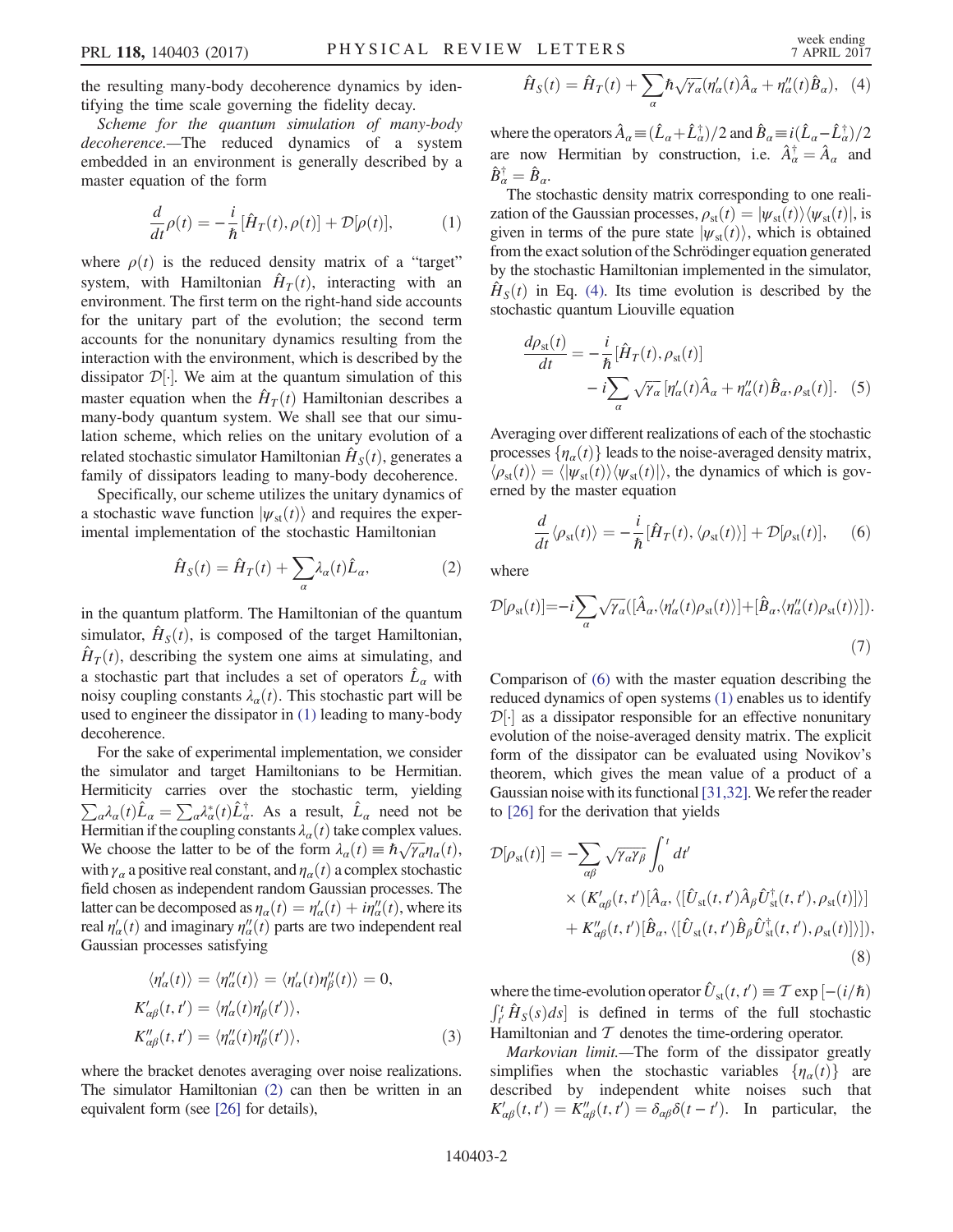the resulting many-body decoherence dynamics by identifying the time scale governing the fidelity decay.

*Scheme for the quantum simulation of many-body decoherence.*—The reduced dynamics of a system embedded in an environment is generally described by a master equation of the form

$$\frac{d}{dt}\rho(t) = -\frac{i}{\hbar}[\hat{H}_T(t), \rho(t)] + \mathcal{D}[\rho(t)], \tag{1}$$

where $\rho(t)$ is the reduced density matrix of a "target" system, with Hamiltonian $\hat{H}_T(t)$, interacting with an environment. The first term on the right-hand side accounts for the unitary part of the evolution; the second term accounts for the nonunitary dynamics resulting from the interaction with the environment, which is described by the dissipator $\mathcal{D}[\cdot]$. We aim at the quantum simulation of this master equation when the $\hat{H}_T(t)$ Hamiltonian describes a many-body quantum system. We shall see that our simulation scheme, which relies on the unitary evolution of a related stochastic simulator Hamiltonian $\hat{H}_S(t)$, generates a family of dissipators leading to many-body decoherence.

Specifically, our scheme utilizes the unitary dynamics of a stochastic wave function $|\psi_{\rm st}(t)\rangle$ and requires the experimental implementation of the stochastic Hamiltonian

$$\hat{H}_S(t) = \hat{H}_T(t) + \sum_\alpha \lambda_\alpha(t)\hat{L}_\alpha, \tag{2}$$

in the quantum platform. The Hamiltonian of the quantum simulator, $\hat{H}_S(t)$, is composed of the target Hamiltonian, $\hat{H}_T(t)$, describing the system one aims at simulating, and a stochastic part that includes a set of operators $\hat{L}_\alpha$ with noisy coupling constants $\lambda_\alpha(t)$. This stochastic part will be used to engineer the dissipator in (1) leading to many-body decoherence.

For the sake of experimental implementation, we consider the simulator and target Hamiltonians to be Hermitian. Hermiticity carries over the stochastic term, yielding $\sum_\alpha \lambda_\alpha(t)\hat{L}_\alpha = \sum_\alpha \lambda_\alpha^*(t)\hat{L}_\alpha^\dagger$. As a result, $\hat{L}_\alpha$ need not be Hermitian if the coupling constants $\lambda_\alpha(t)$ take complex values. We choose the latter to be of the form $\lambda_\alpha(t) \equiv \hbar\sqrt{\gamma_\alpha}\eta_\alpha(t)$, with $\gamma_\alpha$ a positive real constant, and $\eta_\alpha(t)$ a complex stochastic field chosen as independent random Gaussian processes. The latter can be decomposed as $\eta_\alpha(t) = \eta'_\alpha(t) + i\eta''_\alpha(t)$, where its real $\eta'_\alpha(t)$ and imaginary $\eta''_\alpha(t)$ parts are two independent real Gaussian processes satisfying

$$\begin{aligned}
\langle \eta'_\alpha(t)\rangle = \langle \eta''_\alpha(t)\rangle &= \langle \eta'_\alpha(t)\eta''_\beta(t)\rangle = 0, \\
K'_{\alpha\beta}(t,t') &= \langle \eta'_\alpha(t)\eta'_\beta(t')\rangle, \\
K''_{\alpha\beta}(t,t') &= \langle \eta''_\alpha(t)\eta''_\beta(t')\rangle,
\end{aligned} \tag{3}$$

where the bracket denotes averaging over noise realizations. The simulator Hamiltonian (2) can then be written in an equivalent form (see [26] for details),

$$\hat{H}_S(t) = \hat{H}_T(t) + \sum_\alpha \hbar\sqrt{\gamma_\alpha}(\eta'_\alpha(t)\hat{A}_\alpha + \eta''_\alpha(t)\hat{B}_\alpha), \tag{4}$$

where the operators $\hat{A}_\alpha \equiv (\hat{L}_\alpha + \hat{L}_\alpha^\dagger)/2$ and $\hat{B}_\alpha \equiv i(\hat{L}_\alpha - \hat{L}_\alpha^\dagger)/2$ are now Hermitian by construction, i.e. $\hat{A}_\alpha^\dagger = \hat{A}_\alpha$ and $\hat{B}_\alpha^\dagger = \hat{B}_\alpha$.

The stochastic density matrix corresponding to one realization of the Gaussian processes, $\rho_{\rm st}(t) = |\psi_{\rm st}(t)\rangle\langle\psi_{\rm st}(t)|$, is given in terms of the pure state $|\psi_{\rm st}(t)\rangle$, which is obtained from the exact solution of the Schrödinger equation generated by the stochastic Hamiltonian implemented in the simulator, $\hat{H}_S(t)$ in Eq. (4). Its time evolution is described by the stochastic quantum Liouville equation

$$\frac{d\rho_{\rm st}(t)}{dt} = -\frac{i}{\hbar}[\hat{H}_T(t), \rho_{\rm st}(t)] - i\sum_\alpha \sqrt{\gamma_\alpha}\,[\eta'_\alpha(t)\hat{A}_\alpha + \eta''_\alpha(t)\hat{B}_\alpha, \rho_{\rm st}(t)]. \tag{5}$$

Averaging over different realizations of each of the stochastic processes $\{\eta_\alpha(t)\}$ leads to the noise-averaged density matrix, $\langle\rho_{\rm st}(t)\rangle = \langle|\psi_{\rm st}(t)\rangle\langle\psi_{\rm st}(t)|\rangle$, the dynamics of which is governed by the master equation

$$\frac{d}{dt}\langle\rho_{\rm st}(t)\rangle = -\frac{i}{\hbar}[\hat{H}_T(t), \langle\rho_{\rm st}(t)\rangle] + \mathcal{D}[\rho_{\rm st}(t)], \tag{6}$$

where

$$\mathcal{D}[\rho_{\rm st}(t)] = -i\sum_\alpha \sqrt{\gamma_\alpha}([\hat{A}_\alpha, \langle\eta'_\alpha(t)\rho_{\rm st}(t)\rangle] + [\hat{B}_\alpha, \langle\eta''_\alpha(t)\rho_{\rm st}(t)\rangle]). \tag{7}$$

Comparison of (6) with the master equation describing the reduced dynamics of open systems (1) enables us to identify $\mathcal{D}[\cdot]$ as a dissipator responsible for an effective nonunitary evolution of the noise-averaged density matrix. The explicit form of the dissipator can be evaluated using Novikov's theorem, which gives the mean value of a product of a Gaussian noise with its functional [31,32]. We refer the reader to [26] for the derivation that yields

$$\begin{aligned}
\mathcal{D}[\rho_{\rm st}(t)] = -\sum_{\alpha\beta}\sqrt{\gamma_\alpha\gamma_\beta}\int_0^t dt' &\times (K'_{\alpha\beta}(t,t')[\hat{A}_\alpha, \langle[\hat{U}_{\rm st}(t,t')\hat{A}_\beta\hat{U}_{\rm st}^\dagger(t,t'), \rho_{\rm st}(t)]\rangle] \\
&+ K''_{\alpha\beta}(t,t')[\hat{B}_\alpha, \langle[\hat{U}_{\rm st}(t,t')\hat{B}_\beta\hat{U}_{\rm st}^\dagger(t,t'), \rho_{\rm st}(t)]\rangle]),
\end{aligned} \tag{8}$$

where the time-evolution operator $\hat{U}_{\rm st}(t,t') \equiv \mathcal{T}\exp[-(i/\hbar)\int_{t'}^t \hat{H}_S(s)ds]$ is defined in terms of the full stochastic Hamiltonian and $\mathcal{T}$ denotes the time-ordering operator.

*Markovian limit.*—The form of the dissipator greatly simplifies when the stochastic variables $\{\eta_\alpha(t)\}$ are described by independent white noises such that $K'_{\alpha\beta}(t,t') = K''_{\alpha\beta}(t,t') = \delta_{\alpha\beta}\delta(t-t')$. In particular, the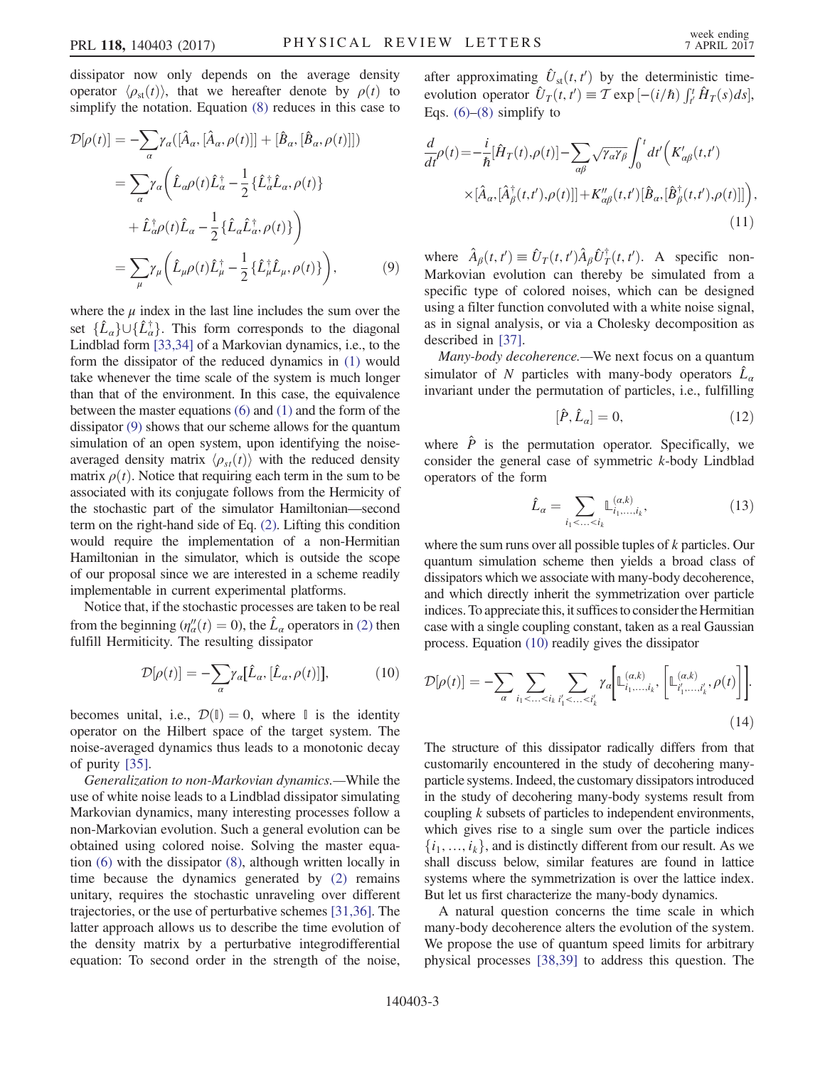dissipator now only depends on the average density operator $\langle \rho_{\rm st}(t)\rangle$, that we hereafter denote by $\rho(t)$ to simplify the notation. Equation (8) reduces in this case to

$$\begin{aligned}\mathcal{D}[\rho(t)] &= -\sum_{\alpha}\gamma_{\alpha}([\hat{A}_{\alpha},[\hat{A}_{\alpha},\rho(t)]] + [\hat{B}_{\alpha},[\hat{B}_{\alpha},\rho(t)]]) \\ &= \sum_{\alpha}\gamma_{\alpha}\bigg(\hat{L}_{\alpha}\rho(t)\hat{L}_{\alpha}^{\dagger} - \frac{1}{2}\{\hat{L}_{\alpha}^{\dagger}\hat{L}_{\alpha},\rho(t)\} \\ &\quad + \hat{L}_{\alpha}^{\dagger}\rho(t)\hat{L}_{\alpha} - \frac{1}{2}\{\hat{L}_{\alpha}\hat{L}_{\alpha}^{\dagger},\rho(t)\}\bigg) \\ &= \sum_{\mu}\gamma_{\mu}\bigg(\hat{L}_{\mu}\rho(t)\hat{L}_{\mu}^{\dagger} - \frac{1}{2}\{\hat{L}_{\mu}^{\dagger}\hat{L}_{\mu},\rho(t)\}\bigg), \end{aligned} \tag{9}$$

where the $\mu$ index in the last line includes the sum over the set $\{\hat{L}_{\alpha}\}\cup\{\hat{L}_{\alpha}^{\dagger}\}$. This form corresponds to the diagonal Lindblad form [33,34] of a Markovian dynamics, i.e., to the form the dissipator of the reduced dynamics in (1) would take whenever the time scale of the system is much longer than that of the environment. In this case, the equivalence between the master equations (6) and (1) and the form of the dissipator (9) shows that our scheme allows for the quantum simulation of an open system, upon identifying the noise-averaged density matrix $\langle \rho_{st}(t)\rangle$ with the reduced density matrix $\rho(t)$. Notice that requiring each term in the sum to be associated with its conjugate follows from the Hermiticity of the stochastic part of the simulator Hamiltonian—second term on the right-hand side of Eq. (2). Lifting this condition would require the implementation of a non-Hermitian Hamiltonian in the simulator, which is outside the scope of our proposal since we are interested in a scheme readily implementable in current experimental platforms.

Notice that, if the stochastic processes are taken to be real from the beginning ($\eta_{\alpha}''(t) = 0$), the $\hat{L}_{\alpha}$ operators in (2) then fulfill Hermiticity. The resulting dissipator

$$\mathcal{D}[\rho(t)] = -\sum_{\alpha}\gamma_{\alpha}[\hat{L}_{\alpha},[\hat{L}_{\alpha},\rho(t)]], \tag{10}$$

becomes unital, i.e., $\mathcal{D}(\mathbb{I}) = 0$, where $\mathbb{I}$ is the identity operator on the Hilbert space of the target system. The noise-averaged dynamics thus leads to a monotonic decay of purity [35].

*Generalization to non-Markovian dynamics.*—While the use of white noise leads to a Lindblad dissipator simulating Markovian dynamics, many interesting processes follow a non-Markovian evolution. Such a general evolution can be obtained using colored noise. Solving the master equation (6) with the dissipator (8), although written locally in time because the dynamics generated by (2) remains unitary, requires the stochastic unraveling over different trajectories, or the use of perturbative schemes [31,36]. The latter approach allows us to describe the time evolution of the density matrix by a perturbative integrodifferential equation: To second order in the strength of the noise, after approximating $\hat{U}_{\rm st}(t,t')$ by the deterministic time-evolution operator $\hat{U}_T(t,t') \equiv \mathcal{T}\exp[-(i/\hbar)\int_{t'}^{t}\hat{H}_T(s)ds]$, Eqs. (6)–(8) simplify to

$$\begin{aligned}\frac{d}{dt}\rho(t) = -\frac{i}{\hbar}[\hat{H}_T(t),\rho(t)] - \sum_{\alpha\beta}\sqrt{\gamma_{\alpha}\gamma_{\beta}}\int_0^t dt'\Big(K_{\alpha\beta}'(t,t') \\ \times[\hat{A}_{\alpha},[\hat{A}_{\beta}^{\dagger}(t,t'),\rho(t)]] + K_{\alpha\beta}''(t,t')[\hat{B}_{\alpha},[\hat{B}_{\beta}^{\dagger}(t,t'),\rho(t)]]\Big),\end{aligned} \tag{11}$$

where $\hat{A}_{\beta}(t,t') \equiv \hat{U}_T(t,t')\hat{A}_{\beta}\hat{U}_T^{\dagger}(t,t')$. A specific non-Markovian evolution can thereby be simulated from a specific type of colored noises, which can be designed using a filter function convoluted with a white noise signal, as in signal analysis, or via a Cholesky decomposition as described in [37].

*Many-body decoherence.*—We next focus on a quantum simulator of $N$ particles with many-body operators $\hat{L}_{\alpha}$ invariant under the permutation of particles, i.e., fulfilling

$$[\hat{P},\hat{L}_{\alpha}] = 0, \tag{12}$$

where $\hat{P}$ is the permutation operator. Specifically, we consider the general case of symmetric $k$-body Lindblad operators of the form

$$\hat{L}_{\alpha} = \sum_{i_1<\ldots<i_k}\mathbb{L}_{i_1,\ldots,i_k}^{(\alpha,k)}, \tag{13}$$

where the sum runs over all possible tuples of $k$ particles. Our quantum simulation scheme then yields a broad class of dissipators which we associate with many-body decoherence, and which directly inherit the symmetrization over particle indices. To appreciate this, it suffices to consider the Hermitian case with a single coupling constant, taken as a real Gaussian process. Equation (10) readily gives the dissipator

$$\mathcal{D}[\rho(t)] = -\sum_{\alpha}\sum_{i_1<\ldots<i_k}\sum_{i_1'<\ldots<i_k'}\gamma_{\alpha}\Big[\mathbb{L}_{i_1,\ldots,i_k}^{(\alpha,k)},\Big[\mathbb{L}_{i_1',\ldots,i_k'}^{(\alpha,k)},\rho(t)\Big]\Big]. \tag{14}$$

The structure of this dissipator radically differs from that customarily encountered in the study of decohering many-particle systems. Indeed, the customary dissipators introduced in the study of decohering many-body systems result from coupling $k$ subsets of particles to independent environments, which gives rise to a single sum over the particle indices $\{i_1,\ldots,i_k\}$, and is distinctly different from our result. As we shall discuss below, similar features are found in lattice systems where the symmetrization is over the lattice index. But let us first characterize the many-body dynamics.

A natural question concerns the time scale in which many-body decoherence alters the evolution of the system. We propose the use of quantum speed limits for arbitrary physical processes [38,39] to address this question. The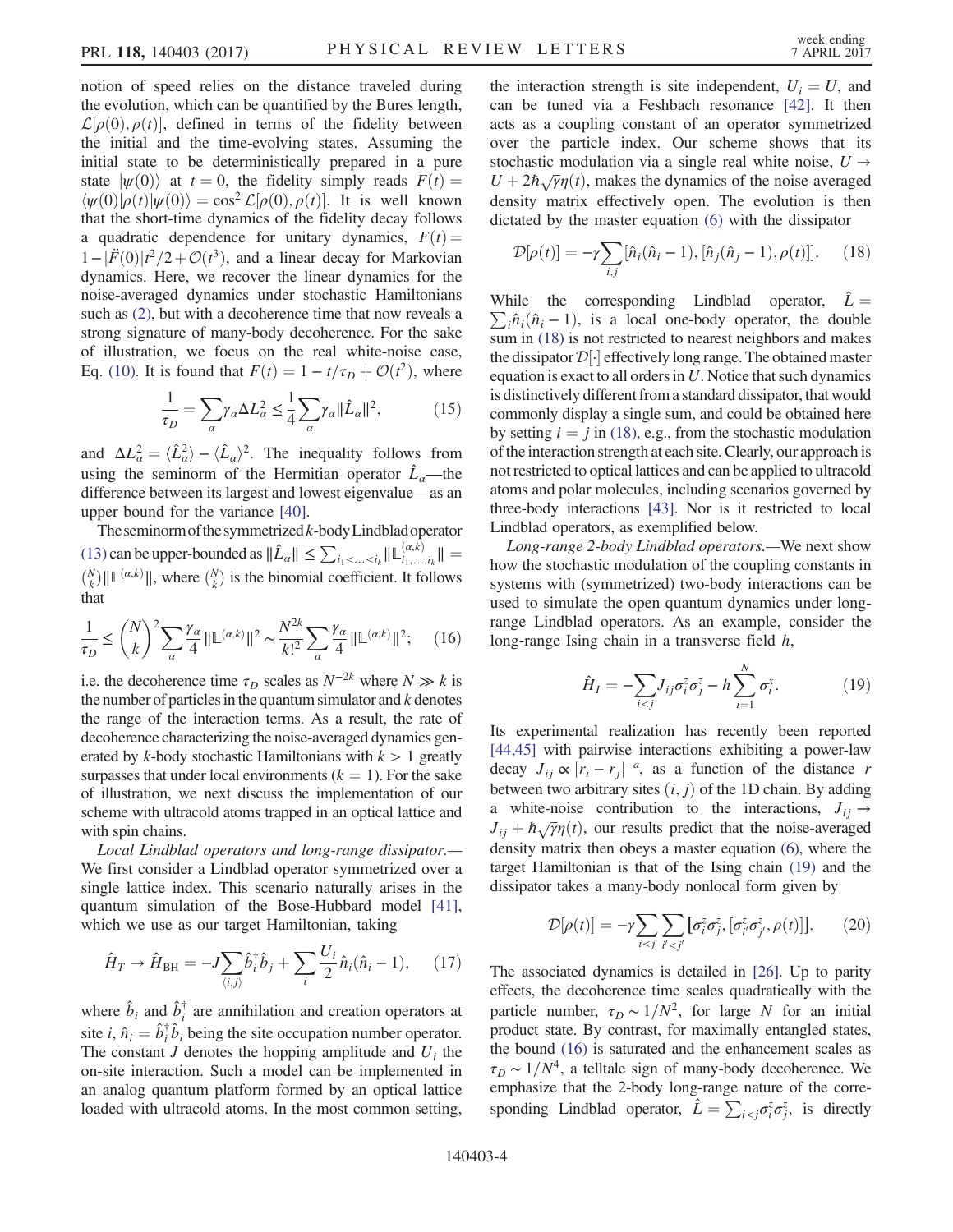notion of speed relies on the distance traveled during the evolution, which can be quantified by the Bures length, $\mathcal{L}[\rho(0), \rho(t)]$, defined in terms of the fidelity between the initial and the time-evolving states. Assuming the initial state to be deterministically prepared in a pure state $|\psi(0)\rangle$ at $t = 0$, the fidelity simply reads $F(t) = \langle\psi(0)|\rho(t)|\psi(0)\rangle = \cos^2 \mathcal{L}[\rho(0), \rho(t)]$. It is well known that the short-time dynamics of the fidelity decay follows a quadratic dependence for unitary dynamics, $F(t) = 1 - |\ddot{F}(0)|t^2/2 + \mathcal{O}(t^3)$, and a linear decay for Markovian dynamics. Here, we recover the linear dynamics for the noise-averaged dynamics under stochastic Hamiltonians such as (2), but with a decoherence time that now reveals a strong signature of many-body decoherence. For the sake of illustration, we focus on the real white-noise case, Eq. (10). It is found that $F(t) = 1 - t/\tau_D + \mathcal{O}(t^2)$, where

$$\frac{1}{\tau_D} = \sum_\alpha \gamma_\alpha \Delta L_\alpha^2 \leq \frac{1}{4}\sum_\alpha \gamma_\alpha \|\hat{L}_\alpha\|^2, \tag{15}$$

and $\Delta L_\alpha^2 = \langle\hat{L}_\alpha^2\rangle - \langle\hat{L}_\alpha\rangle^2$. The inequality follows from using the seminorm of the Hermitian operator $\hat{L}_\alpha$—the difference between its largest and lowest eigenvalue—as an upper bound for the variance [40].

The seminorm of the symmetrized $k$-body Lindblad operator (13) can be upper-bounded as $\|\hat{L}_\alpha\| \leq \sum_{i_1<\ldots<i_k} \|\mathbb{L}^{(\alpha,k)}_{i_1,\ldots,i_k}\| = \binom{N}{k}\|\mathbb{L}^{(\alpha,k)}\|$, where $\binom{N}{k}$ is the binomial coefficient. It follows that

$$\frac{1}{\tau_D} \leq \binom{N}{k}^2 \sum_\alpha \frac{\gamma_\alpha}{4}\|\mathbb{L}^{(\alpha,k)}\|^2 \sim \frac{N^{2k}}{k!^2}\sum_\alpha \frac{\gamma_\alpha}{4}\|\mathbb{L}^{(\alpha,k)}\|^2; \tag{16}$$

i.e. the decoherence time $\tau_D$ scales as $N^{-2k}$ where $N \gg k$ is the number of particles in the quantum simulator and $k$ denotes the range of the interaction terms. As a result, the rate of decoherence characterizing the noise-averaged dynamics generated by $k$-body stochastic Hamiltonians with $k > 1$ greatly surpasses that under local environments ($k = 1$). For the sake of illustration, we next discuss the implementation of our scheme with ultracold atoms trapped in an optical lattice and with spin chains.

*Local Lindblad operators and long-range dissipator.*—We first consider a Lindblad operator symmetrized over a single lattice index. This scenario naturally arises in the quantum simulation of the Bose-Hubbard model [41], which we use as our target Hamiltonian, taking

$$\hat{H}_T \to \hat{H}_{\mathrm{BH}} = -J\sum_{\langle i,j\rangle}\hat{b}_i^\dagger\hat{b}_j + \sum_i \frac{U_i}{2}\hat{n}_i(\hat{n}_i - 1), \tag{17}$$

where $\hat{b}_i$ and $\hat{b}_i^\dagger$ are annihilation and creation operators at site $i$, $\hat{n}_i = \hat{b}_i^\dagger\hat{b}_i$ being the site occupation number operator. The constant $J$ denotes the hopping amplitude and $U_i$ the on-site interaction. Such a model can be implemented in an analog quantum platform formed by an optical lattice loaded with ultracold atoms. In the most common setting, the interaction strength is site independent, $U_i = U$, and can be tuned via a Feshbach resonance [42]. It then acts as a coupling constant of an operator symmetrized over the particle index. Our scheme shows that its stochastic modulation via a single real white noise, $U \to U + 2\hbar\sqrt{\gamma}\eta(t)$, makes the dynamics of the noise-averaged density matrix effectively open. The evolution is then dictated by the master equation (6) with the dissipator

$$\mathcal{D}[\rho(t)] = -\gamma\sum_{i,j}[\hat{n}_i(\hat{n}_i - 1), [\hat{n}_j(\hat{n}_j - 1), \rho(t)]]. \tag{18}$$

While the corresponding Lindblad operator, $\hat{L} = \sum_i \hat{n}_i(\hat{n}_i - 1)$, is a local one-body operator, the double sum in (18) is not restricted to nearest neighbors and makes the dissipator $\mathcal{D}[\cdot]$ effectively long range. The obtained master equation is exact to all orders in $U$. Notice that such dynamics is distinctively different from a standard dissipator, that would commonly display a single sum, and could be obtained here by setting $i = j$ in (18), e.g., from the stochastic modulation of the interaction strength at each site. Clearly, our approach is not restricted to optical lattices and can be applied to ultracold atoms and polar molecules, including scenarios governed by three-body interactions [43]. Nor is it restricted to local Lindblad operators, as exemplified below.

*Long-range 2-body Lindblad operators.*—We next show how the stochastic modulation of the coupling constants in systems with (symmetrized) two-body interactions can be used to simulate the open quantum dynamics under long-range Lindblad operators. As an example, consider the long-range Ising chain in a transverse field $h$,

$$\hat{H}_I = -\sum_{i<j} J_{ij}\sigma_i^z\sigma_j^z - h\sum_{i=1}^N \sigma_i^x. \tag{19}$$

Its experimental realization has recently been reported [44,45] with pairwise interactions exhibiting a power-law decay $J_{ij} \propto |r_i - r_j|^{-a}$, as a function of the distance $r$ between two arbitrary sites $(i, j)$ of the 1D chain. By adding a white-noise contribution to the interactions, $J_{ij} \to J_{ij} + \hbar\sqrt{\gamma}\eta(t)$, our results predict that the noise-averaged density matrix then obeys a master equation (6), where the target Hamiltonian is that of the Ising chain (19) and the dissipator takes a many-body nonlocal form given by

$$\mathcal{D}[\rho(t)] = -\gamma\sum_{i<j}\sum_{i'<j'}[\sigma_i^z\sigma_j^z, [\sigma_{i'}^z\sigma_{j'}^z, \rho(t)]]. \tag{20}$$

The associated dynamics is detailed in [26]. Up to parity effects, the decoherence time scales quadratically with the particle number, $\tau_D \sim 1/N^2$, for large $N$ for an initial product state. By contrast, for maximally entangled states, the bound (16) is saturated and the enhancement scales as $\tau_D \sim 1/N^4$, a telltale sign of many-body decoherence. We emphasize that the 2-body long-range nature of the corresponding Lindblad operator, $\hat{L} = \sum_{i<j}\sigma_i^z\sigma_j^z$, is directly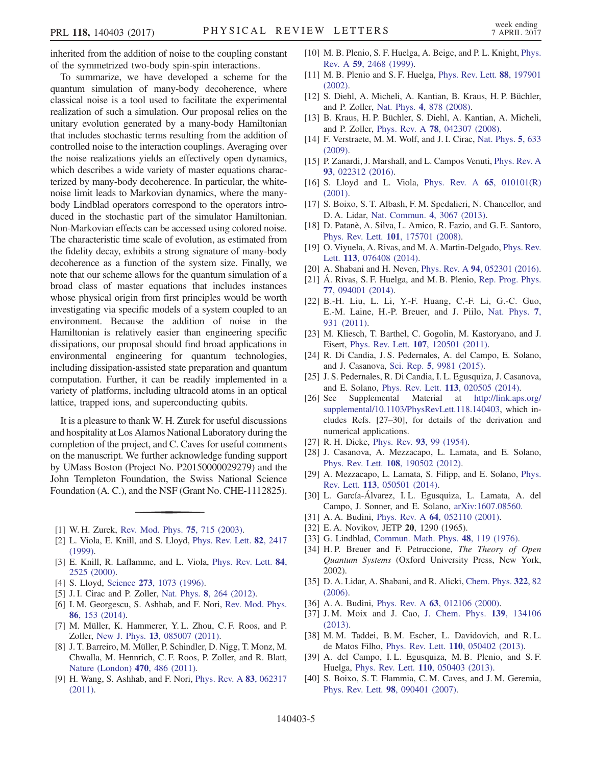inherited from the addition of noise to the coupling constant of the symmetrized two-body spin-spin interactions.

To summarize, we have developed a scheme for the quantum simulation of many-body decoherence, where classical noise is a tool used to facilitate the experimental realization of such a simulation. Our proposal relies on the unitary evolution generated by a many-body Hamiltonian that includes stochastic terms resulting from the addition of controlled noise to the interaction couplings. Averaging over the noise realizations yields an effectively open dynamics, which describes a wide variety of master equations characterized by many-body decoherence. In particular, the white-noise limit leads to Markovian dynamics, where the many-body Lindblad operators correspond to the operators introduced in the stochastic part of the simulator Hamiltonian. Non-Markovian effects can be accessed using colored noise. The characteristic time scale of evolution, as estimated from the fidelity decay, exhibits a strong signature of many-body decoherence as a function of the system size. Finally, we note that our scheme allows for the quantum simulation of a broad class of master equations that includes instances whose physical origin from first principles would be worth investigating via specific models of a system coupled to an environment. Because the addition of noise in the Hamiltonian is relatively easier than engineering specific dissipations, our proposal should find broad applications in environmental engineering for quantum technologies, including dissipation-assisted state preparation and quantum computation. Further, it can be readily implemented in a variety of platforms, including ultracold atoms in an optical lattice, trapped ions, and superconducting qubits.

It is a pleasure to thank W. H. Zurek for useful discussions and hospitality at Los Alamos National Laboratory during the completion of the project, and C. Caves for useful comments on the manuscript. We further acknowledge funding support by UMass Boston (Project No. P20150000029279) and the John Templeton Foundation, the Swiss National Science Foundation (A. C.), and the NSF (Grant No. CHE-1112825).

---

[1] W. H. Zurek, Rev. Mod. Phys. **75**, 715 (2003).

[2] L. Viola, E. Knill, and S. Lloyd, Phys. Rev. Lett. **82**, 2417 (1999).

[3] E. Knill, R. Laflamme, and L. Viola, Phys. Rev. Lett. **84**, 2525 (2000).

[4] S. Lloyd, Science **273**, 1073 (1996).

[5] J. I. Cirac and P. Zoller, Nat. Phys. **8**, 264 (2012).

[6] I. M. Georgescu, S. Ashhab, and F. Nori, Rev. Mod. Phys. **86**, 153 (2014).

[7] M. Müller, K. Hammerer, Y. L. Zhou, C. F. Roos, and P. Zoller, New J. Phys. **13**, 085007 (2011).

[8] J. T. Barreiro, M. Müller, P. Schindler, D. Nigg, T. Monz, M. Chwalla, M. Hennrich, C. F. Roos, P. Zoller, and R. Blatt, Nature (London) **470**, 486 (2011).

[9] H. Wang, S. Ashhab, and F. Nori, Phys. Rev. A **83**, 062317 (2011).

[10] M. B. Plenio, S. F. Huelga, A. Beige, and P. L. Knight, Phys. Rev. A **59**, 2468 (1999).

[11] M. B. Plenio and S. F. Huelga, Phys. Rev. Lett. **88**, 197901 (2002).

[12] S. Diehl, A. Micheli, A. Kantian, B. Kraus, H. P. Büchler, and P. Zoller, Nat. Phys. **4**, 878 (2008).

[13] B. Kraus, H. P. Büchler, S. Diehl, A. Kantian, A. Micheli, and P. Zoller, Phys. Rev. A **78**, 042307 (2008).

[14] F. Verstraete, M. M. Wolf, and J. I. Cirac, Nat. Phys. **5**, 633 (2009).

[15] P. Zanardi, J. Marshall, and L. Campos Venuti, Phys. Rev. A **93**, 022312 (2016).

[16] S. Lloyd and L. Viola, Phys. Rev. A **65**, 010101(R) (2001).

[17] S. Boixo, S. T. Albash, F. M. Spedalieri, N. Chancellor, and D. A. Lidar, Nat. Commun. **4**, 3067 (2013).

[18] D. Patanè, A. Silva, L. Amico, R. Fazio, and G. E. Santoro, Phys. Rev. Lett. **101**, 175701 (2008).

[19] O. Viyuela, A. Rivas, and M. A. Martin-Delgado, Phys. Rev. Lett. **113**, 076408 (2014).

[20] A. Shabani and H. Neven, Phys. Rev. A **94**, 052301 (2016).

[21] Á. Rivas, S. F. Huelga, and M. B. Plenio, Rep. Prog. Phys. **77**, 094001 (2014).

[22] B.-H. Liu, L. Li, Y.-F. Huang, C.-F. Li, G.-C. Guo, E.-M. Laine, H.-P. Breuer, and J. Piilo, Nat. Phys. **7**, 931 (2011).

[23] M. Kliesch, T. Barthel, C. Gogolin, M. Kastoryano, and J. Eisert, Phys. Rev. Lett. **107**, 120501 (2011).

[24] R. Di Candia, J. S. Pedernales, A. del Campo, E. Solano, and J. Casanova, Sci. Rep. **5**, 9981 (2015).

[25] J. S. Pedernales, R. Di Candia, I. L. Egusquiza, J. Casanova, and E. Solano, Phys. Rev. Lett. **113**, 020505 (2014).

[26] See Supplemental Material at http://link.aps.org/supplemental/10.1103/PhysRevLett.118.140403, which includes Refs. [27–30], for details of the derivation and numerical applications.

[27] R. H. Dicke, Phys. Rev. **93**, 99 (1954).

[28] J. Casanova, A. Mezzacapo, L. Lamata, and E. Solano, Phys. Rev. Lett. **108**, 190502 (2012).

[29] A. Mezzacapo, L. Lamata, S. Filipp, and E. Solano, Phys. Rev. Lett. **113**, 050501 (2014).

[30] L. García-Álvarez, I. L. Egusquiza, L. Lamata, A. del Campo, J. Sonner, and E. Solano, arXiv:1607.08560.

[31] A. A. Budini, Phys. Rev. A **64**, 052110 (2001).

[32] E. A. Novikov, JETP **20**, 1290 (1965).

[33] G. Lindblad, Commun. Math. Phys. **48**, 119 (1976).

[34] H. P. Breuer and F. Petruccione, *The Theory of Open Quantum Systems* (Oxford University Press, New York, 2002).

[35] D. A. Lidar, A. Shabani, and R. Alicki, Chem. Phys. **322**, 82 (2006).

[36] A. A. Budini, Phys. Rev. A **63**, 012106 (2000).

[37] J. M. Moix and J. Cao, J. Chem. Phys. **139**, 134106 (2013).

[38] M. M. Taddei, B. M. Escher, L. Davidovich, and R. L. de Matos Filho, Phys. Rev. Lett. **110**, 050402 (2013).

[39] A. del Campo, I. L. Egusquiza, M. B. Plenio, and S. F. Huelga, Phys. Rev. Lett. **110**, 050403 (2013).

[40] S. Boixo, S. T. Flammia, C. M. Caves, and J. M. Geremia, Phys. Rev. Lett. **98**, 090401 (2007).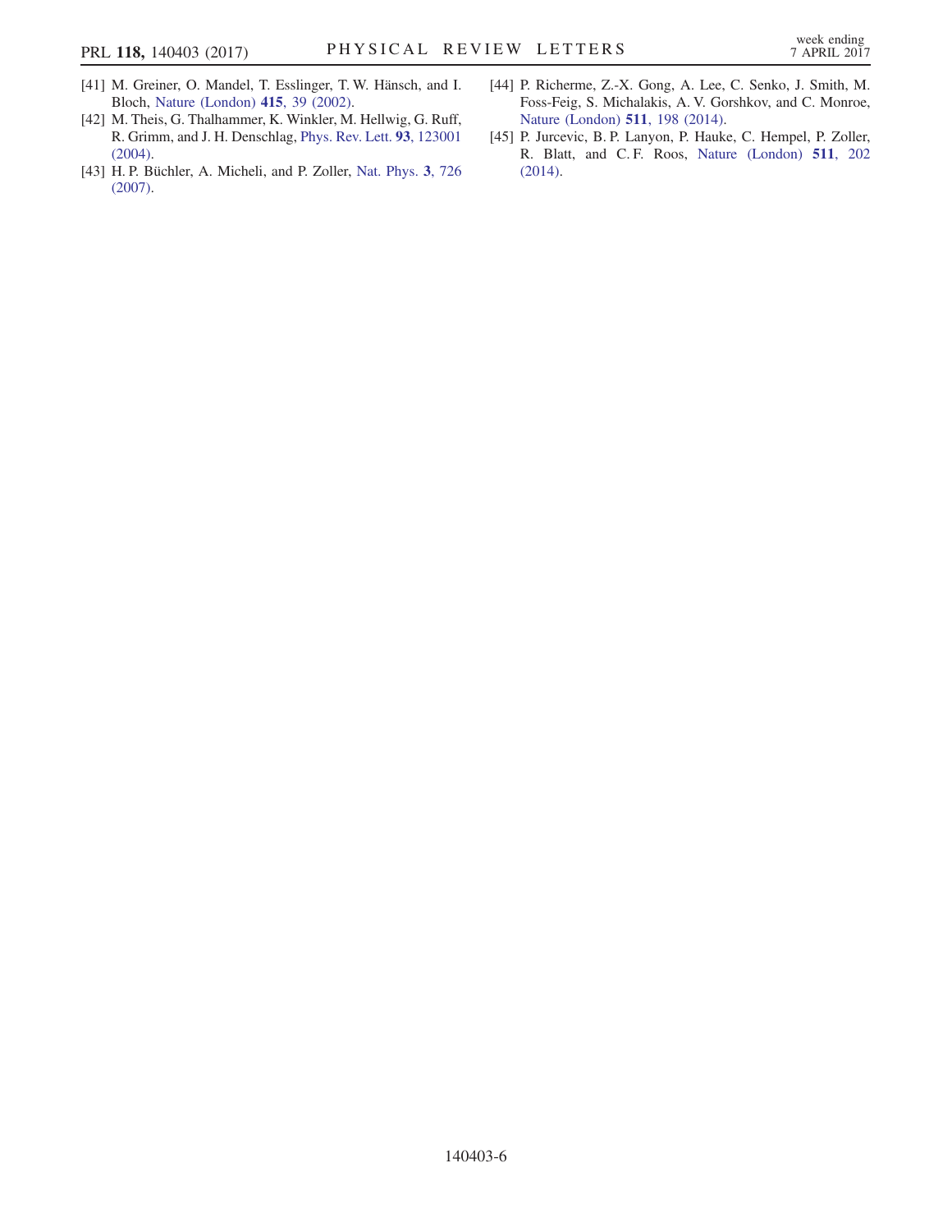[41] M. Greiner, O. Mandel, T. Esslinger, T. W. Hänsch, and I. Bloch, Nature (London) **415**, 39 (2002).

[42] M. Theis, G. Thalhammer, K. Winkler, M. Hellwig, G. Ruff, R. Grimm, and J. H. Denschlag, Phys. Rev. Lett. **93**, 123001 (2004).

[43] H. P. Büchler, A. Micheli, and P. Zoller, Nat. Phys. **3**, 726 (2007).

[44] P. Richerme, Z.-X. Gong, A. Lee, C. Senko, J. Smith, M. Foss-Feig, S. Michalakis, A. V. Gorshkov, and C. Monroe, Nature (London) **511**, 198 (2014).

[45] P. Jurcevic, B. P. Lanyon, P. Hauke, C. Hempel, P. Zoller, R. Blatt, and C. F. Roos, Nature (London) **511**, 202 (2014).